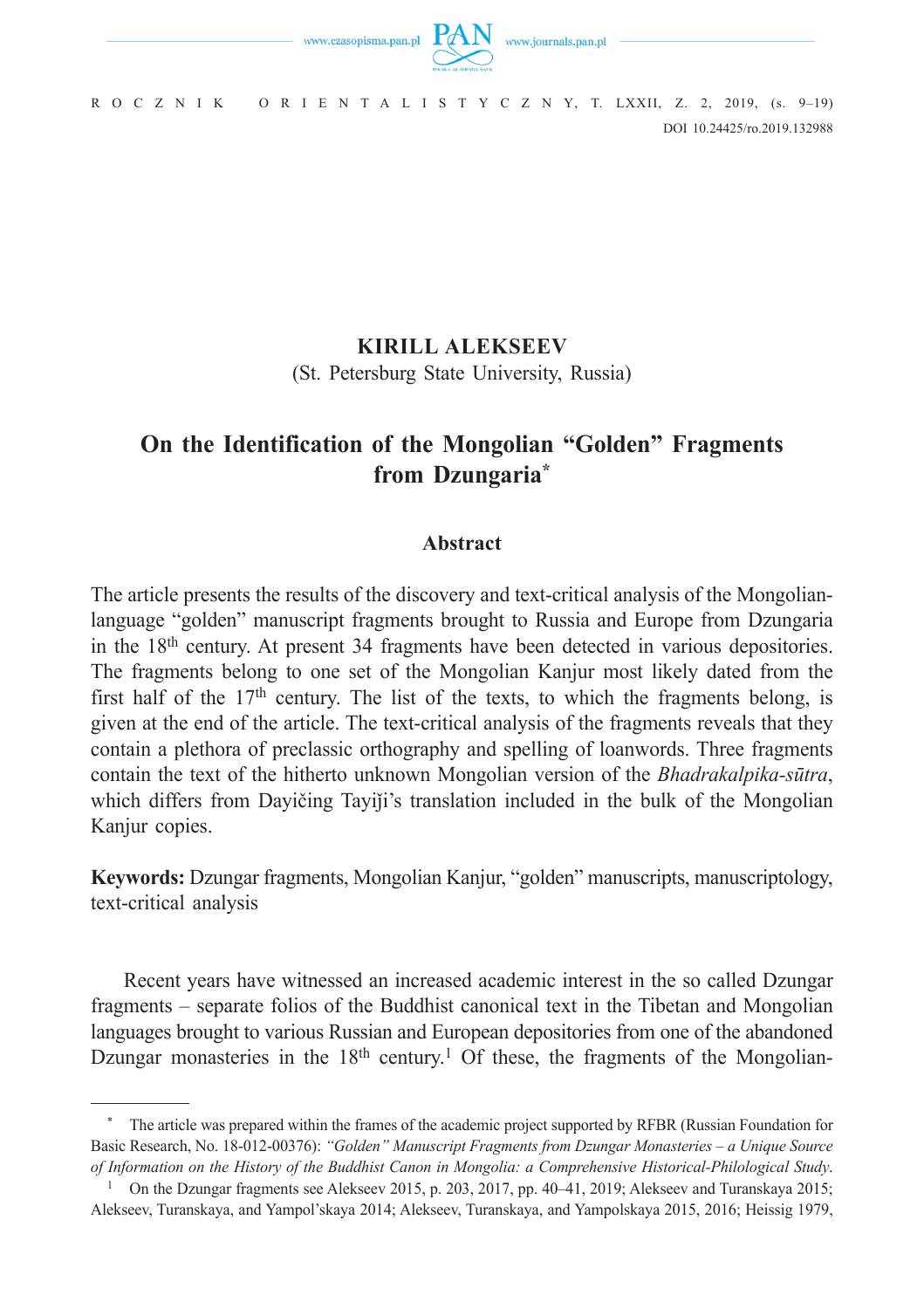**KIRILL ALEKSEEV**
(St. Petersburg State University, Russia)

# On the Identification of the Mongolian "Golden" Fragments from Dzungaria[*]

## Abstract

The article presents the results of the discovery and text-critical analysis of the Mongolian-language "golden" manuscript fragments brought to Russia and Europe from Dzungaria in the 18th century. At present 34 fragments have been detected in various depositories. The fragments belong to one set of the Mongolian Kanjur most likely dated from the first half of the 17th century. The list of the texts, to which the fragments belong, is given at the end of the article. The text-critical analysis of the fragments reveals that they contain a plethora of preclassic orthography and spelling of loanwords. Three fragments contain the text of the hitherto unknown Mongolian version of the *Bhadrakalpika-sūtra*, which differs from Dayičing Tayiǰi's translation included in the bulk of the Mongolian Kanjur copies.

**Keywords:** Dzungar fragments, Mongolian Kanjur, "golden" manuscripts, manuscriptology, text-critical analysis

Recent years have witnessed an increased academic interest in the so called Dzungar fragments – separate folios of the Buddhist canonical text in the Tibetan and Mongolian languages brought to various Russian and European depositories from one of the abandoned Dzungar monasteries in the 18th century.[1] Of these, the fragments of the Mongolian-

---

[*] The article was prepared within the frames of the academic project supported by RFBR (Russian Foundation for Basic Research, No. 18-012-00376): *"Golden" Manuscript Fragments from Dzungar Monasteries – a Unique Source of Information on the History of the Buddhist Canon in Mongolia: a Comprehensive Historical-Philological Study*.

[1] On the Dzungar fragments see Alekseev 2015, p. 203, 2017, pp. 40–41, 2019; Alekseev and Turanskaya 2015; Alekseev, Turanskaya, and Yampol'skaya 2014; Alekseev, Turanskaya, and Yampolskaya 2015, 2016; Heissig 1979,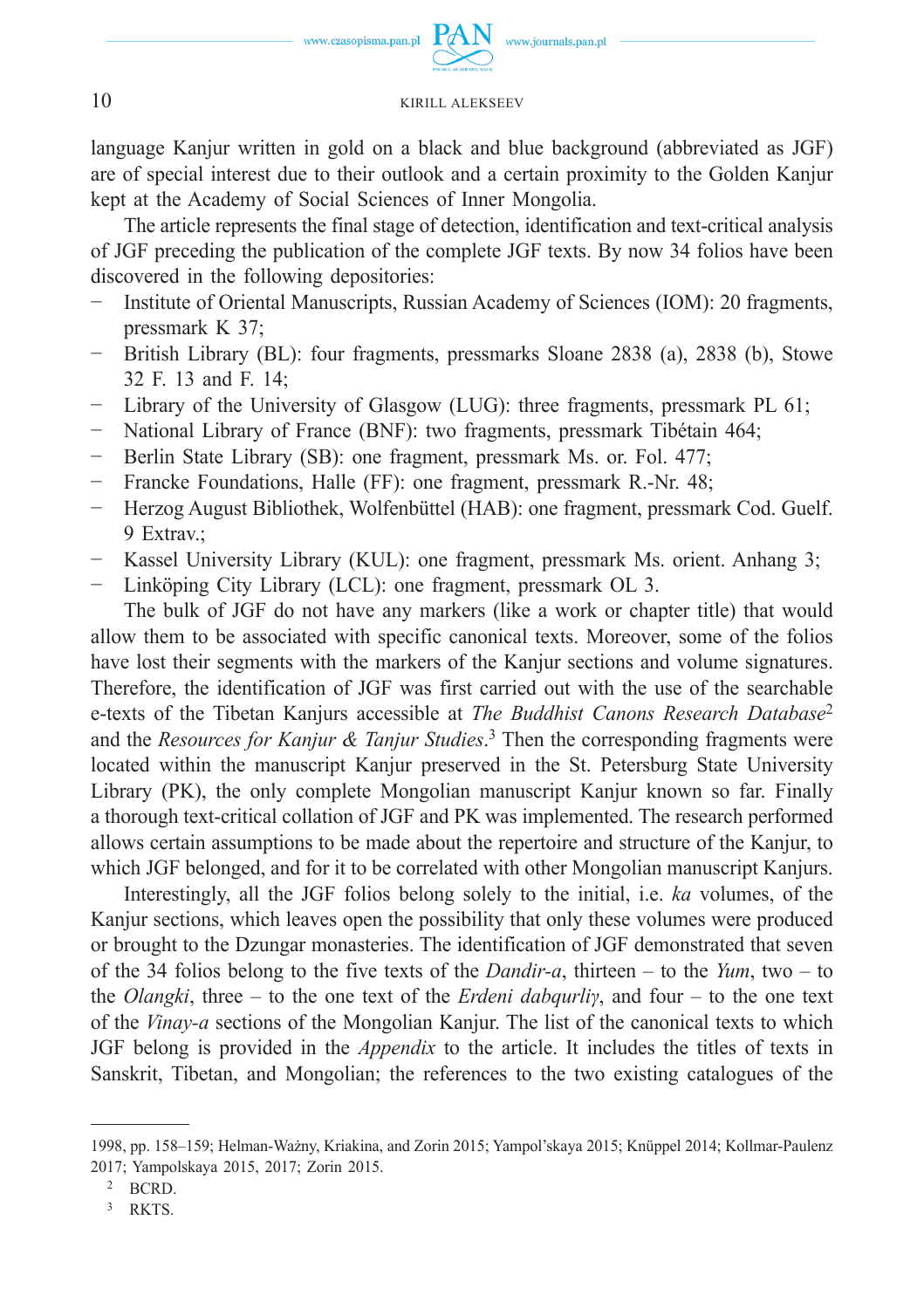language Kanjur written in gold on a black and blue background (abbreviated as JGF) are of special interest due to their outlook and a certain proximity to the Golden Kanjur kept at the Academy of Social Sciences of Inner Mongolia.

The article represents the final stage of detection, identification and text-critical analysis of JGF preceding the publication of the complete JGF texts. By now 34 folios have been discovered in the following depositories:

- Institute of Oriental Manuscripts, Russian Academy of Sciences (IOM): 20 fragments, pressmark K 37;
- British Library (BL): four fragments, pressmarks Sloane 2838 (a), 2838 (b), Stowe 32 F. 13 and F. 14;
- Library of the University of Glasgow (LUG): three fragments, pressmark PL 61;
- National Library of France (BNF): two fragments, pressmark Tibétain 464;
- Berlin State Library (SB): one fragment, pressmark Ms. or. Fol. 477;
- Francke Foundations, Halle (FF): one fragment, pressmark R.-Nr. 48;
- Herzog August Bibliothek, Wolfenbüttel (HAB): one fragment, pressmark Cod. Guelf. 9 Extrav.;
- Kassel University Library (KUL): one fragment, pressmark Ms. orient. Anhang 3;
- Linköping City Library (LCL): one fragment, pressmark OL 3.

The bulk of JGF do not have any markers (like a work or chapter title) that would allow them to be associated with specific canonical texts. Moreover, some of the folios have lost their segments with the markers of the Kanjur sections and volume signatures. Therefore, the identification of JGF was first carried out with the use of the searchable e-texts of the Tibetan Kanjurs accessible at *The Buddhist Canons Research Database*[2] and the *Resources for Kanjur & Tanjur Studies*.[3] Then the corresponding fragments were located within the manuscript Kanjur preserved in the St. Petersburg State University Library (PK), the only complete Mongolian manuscript Kanjur known so far. Finally a thorough text-critical collation of JGF and PK was implemented. The research performed allows certain assumptions to be made about the repertoire and structure of the Kanjur, to which JGF belonged, and for it to be correlated with other Mongolian manuscript Kanjurs.

Interestingly, all the JGF folios belong solely to the initial, i.e. *ka* volumes, of the Kanjur sections, which leaves open the possibility that only these volumes were produced or brought to the Dzungar monasteries. The identification of JGF demonstrated that seven of the 34 folios belong to the five texts of the *Dandir-a*, thirteen – to the *Yum*, two – to the *Olangki*, three – to the one text of the *Erdeni dabqurliγ*, and four – to the one text of the *Vinay-a* sections of the Mongolian Kanjur. The list of the canonical texts to which JGF belong is provided in the *Appendix* to the article. It includes the titles of texts in Sanskrit, Tibetan, and Mongolian; the references to the two existing catalogues of the

---

1998, pp. 158–159; Helman-Ważny, Kriakina, and Zorin 2015; Yampol'skaya 2015; Knüppel 2014; Kollmar-Paulenz 2017; Yampolskaya 2015, 2017; Zorin 2015.

[2] BCRD.

[3] RKTS.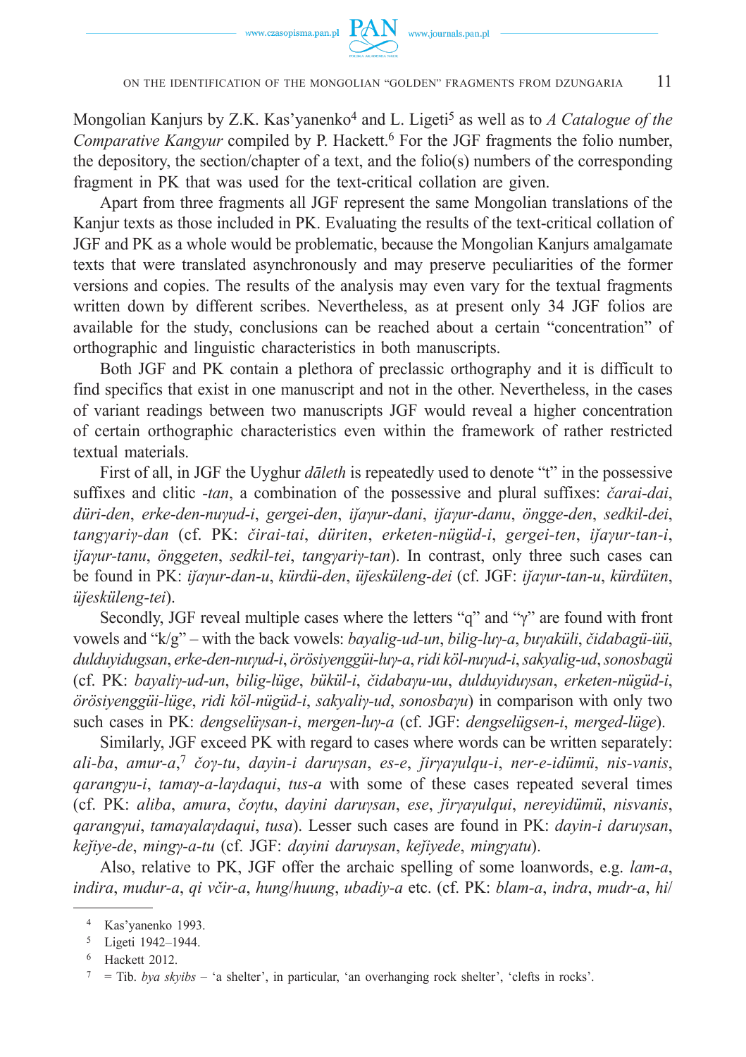Mongolian Kanjurs by Z.K. Kas'yanenko[4] and L. Ligeti[5] as well as to *A Catalogue of the Comparative Kangyur* compiled by P. Hackett.[6] For the JGF fragments the folio number, the depository, the section/chapter of a text, and the folio(s) numbers of the corresponding fragment in PK that was used for the text-critical collation are given.

Apart from three fragments all JGF represent the same Mongolian translations of the Kanjur texts as those included in PK. Evaluating the results of the text-critical collation of JGF and PK as a whole would be problematic, because the Mongolian Kanjurs amalgamate texts that were translated asynchronously and may preserve peculiarities of the former versions and copies. The results of the analysis may even vary for the textual fragments written down by different scribes. Nevertheless, as at present only 34 JGF folios are available for the study, conclusions can be reached about a certain "concentration" of orthographic and linguistic characteristics in both manuscripts.

Both JGF and PK contain a plethora of preclassic orthography and it is difficult to find specifics that exist in one manuscript and not in the other. Nevertheless, in the cases of variant readings between two manuscripts JGF would reveal a higher concentration of certain orthographic characteristics even within the framework of rather restricted textual materials.

First of all, in JGF the Uyghur *dāleth* is repeatedly used to denote "t" in the possessive suffixes and clitic *-tan*, a combination of the possessive and plural suffixes: *čarai-dai*, *düri-den*, *erke-den-nuγud-i*, *gergei-den*, *iǰaγur-dani*, *iǰaγur-danu*, *öngge-den*, *sedkil-dei*, *tangγariγ-dan* (cf. PK: *čirai-tai*, *düriten*, *erketen-nügüd-i*, *gergei-ten*, *iǰaγur-tan-i*, *iǰaγur-tanu*, *önggeten*, *sedkil-tei*, *tangγariγ-tan*). In contrast, only three such cases can be found in PK: *iǰaγur-dan-u*, *kürdü-den*, *üǰesküleng-dei* (cf. JGF: *iǰaγur-tan-u*, *kürdüten*, *üǰesküleng-tei*).

Secondly, JGF reveal multiple cases where the letters "q" and "γ" are found with front vowels and "k/g" – with the back vowels: *bayalig-ud-un*, *bilig-luγ-a*, *buγaküli*, *čidabagü-üü*, *dulduyidugsan*, *erke-den-nuγud-i*, *örösiyenggüi-luγ-a*, *ridi köl-nuγud-i*, *sakyalig-ud*, *sonosbagü* (cf. PK: *bayaliγ-ud-un*, *bilig-lüge*, *bükül-i*, *čidabaγu-uu*, *dulduyiduγsan*, *erketen-nügüd-i*, *örösiyenggüi-lüge*, *ridi köl-nügüd-i*, *sakyaliγ-ud*, *sonosbaγu*) in comparison with only two such cases in PK: *dengselüγsan-i*, *mergen-luγ-a* (cf. JGF: *dengselügsen-i*, *merged-lüge*).

Similarly, JGF exceed PK with regard to cases where words can be written separately: *ali-ba*, *amur-a*,[7] *čoγ-tu*, *dayin-i daruγsan*, *es-e*, *ǰirγaγulqu-i*, *ner-e-idümü*, *nis-vanis*, *qarangγu-i*, *tamaγ-a-laγdaqui*, *tus-a* with some of these cases repeated several times (cf. PK: *aliba*, *amura*, *čoγtu*, *dayini daruγsan*, *ese*, *ǰirγaγulqui*, *nereyidümü*, *nisvanis*, *qarangγui*, *tamaγalaγdaqui*, *tusa*). Lesser such cases are found in PK: *dayin-i daruγsan*, *keǰiye-de*, *mingγ-a-tu* (cf. JGF: *dayini daruγsan*, *keǰiyede*, *mingγatu*).

Also, relative to PK, JGF offer the archaic spelling of some loanwords, e.g. *lam-a*, *indira*, *mudur-a*, *qi včir-a*, *hung*/*huung*, *ubadiγ-a* etc. (cf. PK: *blam-a*, *indra*, *mudr-a*, *hi*/

---

[4] Kas'yanenko 1993.

[5] Ligeti 1942–1944.

[6] Hackett 2012.

[7] = Tib. *bya skyibs* – 'a shelter', in particular, 'an overhanging rock shelter', 'clefts in rocks'.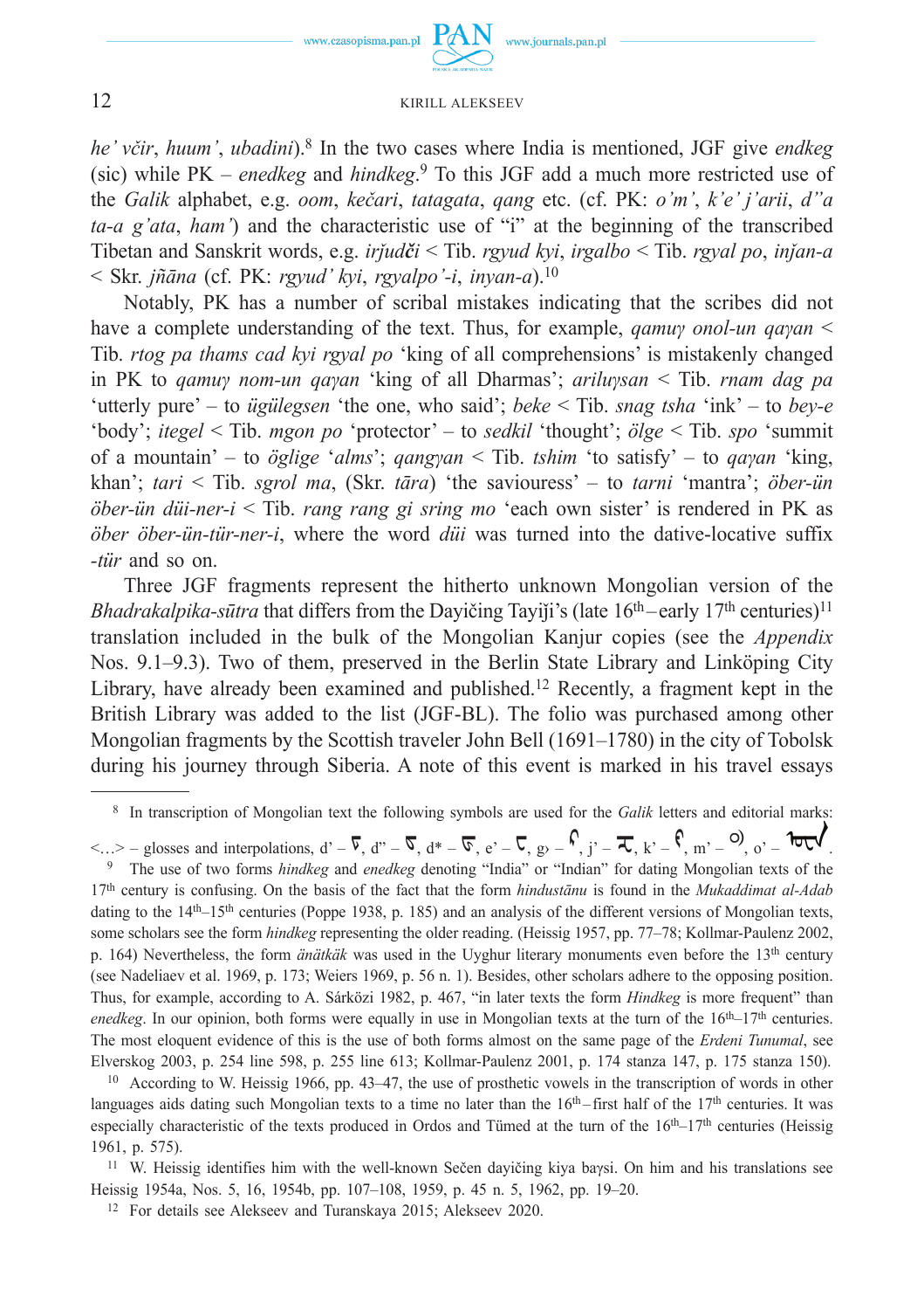*he' včir*, *huum'*, *ubadini*).[8] In the two cases where India is mentioned, JGF give *endkeg* (sic) while PK – *enedkeg* and *hindkeg*.[9] To this JGF add a much more restricted use of the *Galik* alphabet, e.g. *oom*, *kečari*, *tatagata*, *qang* etc. (cf. PK: *o'm'*, *k'e' j'arii*, *d''a ta-a g'ata*, *ham'*) and the characteristic use of "i" at the beginning of the transcribed Tibetan and Sanskrit words, e.g. *irǰudči* < Tib. *rgyud kyi*, *irgalbo* < Tib. *rgyal po*, *inǰan-a* < Skr. *jñāna* (cf. PK: *rgyud' kyi*, *rgyalpo'-i*, *inyan-a*).[10]

Notably, PK has a number of scribal mistakes indicating that the scribes did not have a complete understanding of the text. Thus, for example, *qamuγ onol-un qaγan* < Tib. *rtog pa thams cad kyi rgyal po* 'king of all comprehensions' is mistakenly changed in PK to *qamuγ nom-un qaγan* 'king of all Dharmas'; *ariluγsan* < Tib. *rnam dag pa* 'utterly pure' – to *ügülegsen* 'the one, who said'; *beke* < Tib. *snag tsha* 'ink' – to *bey-e* 'body'; *itegel* < Tib. *mgon po* 'protector' – to *sedkil* 'thought'; *ölge* < Tib. *spo* 'summit of a mountain' – to *öglige* '*alms*'; *qangγan* < Tib. *tshim* 'to satisfy' – to *qaγan* 'king, khan'; *tari* < Tib. *sgrol ma*, (Skr. *tāra*) 'the saviouress' – to *tarni* 'mantra'; *öber-ün öber-ün düi-ner-i* < Tib. *rang rang gi sring mo* 'each own sister' is rendered in PK as *öber öber-ün-tür-ner-i*, where the word *düi* was turned into the dative-locative suffix *-tür* and so on.

Three JGF fragments represent the hitherto unknown Mongolian version of the *Bhadrakalpika-sūtra* that differs from the Dayičing Tayiǰi's (late 16th – early 17th centuries)[11] translation included in the bulk of the Mongolian Kanjur copies (see the *Appendix* Nos. 9.1–9.3). Two of them, preserved in the Berlin State Library and Linköping City Library, have already been examined and published.[12] Recently, a fragment kept in the British Library was added to the list (JGF-BL). The folio was purchased among other Mongolian fragments by the Scottish traveler John Bell (1691–1780) in the city of Tobolsk during his journey through Siberia. A note of this event is marked in his travel essays

---

[8] In transcription of Mongolian text the following symbols are used for the *Galik* letters and editorial marks: <…> – glosses and interpolations, d' – [Galik letter], d'' – [Galik letter], d* – [Galik letter], e' – [Galik letter], g› – [Galik letter], j' – [Galik letter], k' – [Galik letter], m' – [Galik letter], o' – [Galik letter].

[9] The use of two forms *hindkeg* and *enedkeg* denoting "India" or "Indian" for dating Mongolian texts of the 17th century is confusing. On the basis of the fact that the form *hindustānu* is found in the *Mukaddimat al-Adab* dating to the 14th–15th centuries (Poppe 1938, p. 185) and an analysis of the different versions of Mongolian texts, some scholars see the form *hindkeg* representing the older reading. (Heissig 1957, pp. 77–78; Kollmar-Paulenz 2002, p. 164) Nevertheless, the form *änätkäk* was used in the Uyghur literary monuments even before the 13th century (see Nadeliaev et al. 1969, p. 173; Weiers 1969, p. 56 n. 1). Besides, other scholars adhere to the opposing position. Thus, for example, according to A. Sárközi 1982, p. 467, "in later texts the form *Hindkeg* is more frequent" than *enedkeg*. In our opinion, both forms were equally in use in Mongolian texts at the turn of the 16th–17th centuries. The most eloquent evidence of this is the use of both forms almost on the same page of the *Erdeni Tunumal*, see Elverskog 2003, p. 254 line 598, p. 255 line 613; Kollmar-Paulenz 2001, p. 174 stanza 147, p. 175 stanza 150).

[10] According to W. Heissig 1966, pp. 43–47, the use of prosthetic vowels in the transcription of words in other languages aids dating such Mongolian texts to a time no later than the 16th – first half of the 17th centuries. It was especially characteristic of the texts produced in Ordos and Tümed at the turn of the 16th–17th centuries (Heissig 1961, p. 575).

[11] W. Heissig identifies him with the well-known Sečen dayičing kiya baγsi. On him and his translations see Heissig 1954a, Nos. 5, 16, 1954b, pp. 107–108, 1959, p. 45 n. 5, 1962, pp. 19–20.

[12] For details see Alekseev and Turanskaya 2015; Alekseev 2020.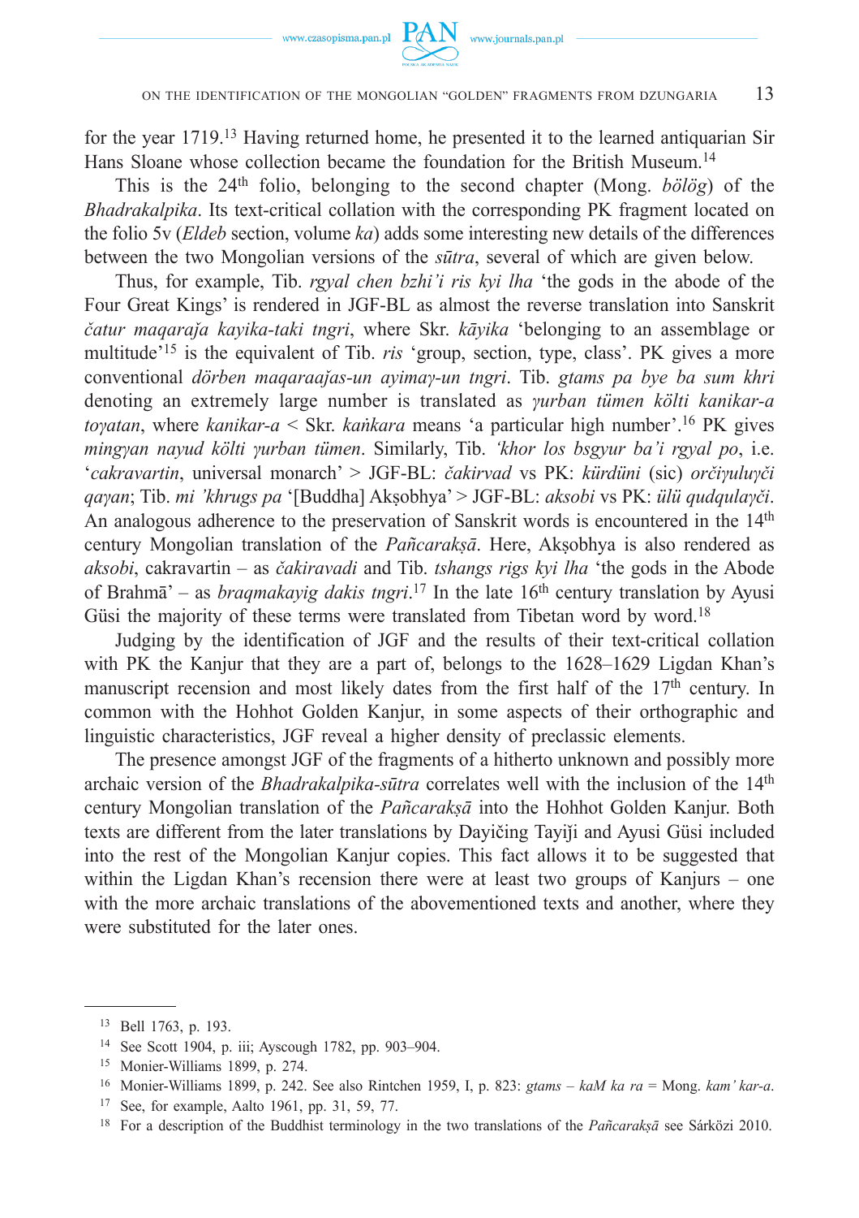for the year 1719.[13] Having returned home, he presented it to the learned antiquarian Sir Hans Sloane whose collection became the foundation for the British Museum.[14]

This is the 24th folio, belonging to the second chapter (Mong. *bölög*) of the *Bhadrakalpika*. Its text-critical collation with the corresponding PK fragment located on the folio 5v (*Eldeb* section, volume *ka*) adds some interesting new details of the differences between the two Mongolian versions of the *sūtra*, several of which are given below.

Thus, for example, Tib. *rgyal chen bzhi'i ris kyi lha* 'the gods in the abode of the Four Great Kings' is rendered in JGF-BL as almost the reverse translation into Sanskrit *čatur maqaraǰa kayika-taki tngri*, where Skr. *kāyika* 'belonging to an assemblage or multitude'[15] is the equivalent of Tib. *ris* 'group, section, type, class'. PK gives a more conventional *dörben maqaraaǰas-un ayimaγ-un tngri*. Tib. *gtams pa bye ba sum khri* denoting an extremely large number is translated as *γurban tümen költi kanikar-a toγatan*, where *kanikar-a* < Skr. *kaṅkara* means 'a particular high number'.[16] PK gives *mingγan nayud költi γurban tümen*. Similarly, Tib. *'khor los bsgyur ba'i rgyal po*, i.e. '*cakravartin*, universal monarch' > JGF-BL: *čakirvad* vs PK: *kürdüni* (sic) *orčiγuluγči qaγan*; Tib. *mi 'khrugs pa* '[Buddha] Akṣobhya' > JGF-BL: *aksobi* vs PK: *ülü qudqulaγči*. An analogous adherence to the preservation of Sanskrit words is encountered in the 14th century Mongolian translation of the *Pañcarakṣā*. Here, Akṣobhya is also rendered as *aksobi*, cakravartin – as *čakiravadi* and Tib. *tshangs rigs kyi lha* 'the gods in the Abode of Brahmā' – as *braqmakayig dakis tngri*.[17] In the late 16th century translation by Ayusi Güsi the majority of these terms were translated from Tibetan word by word.[18]

Judging by the identification of JGF and the results of their text-critical collation with PK the Kanjur that they are a part of, belongs to the 1628–1629 Ligdan Khan's manuscript recension and most likely dates from the first half of the 17th century. In common with the Hohhot Golden Kanjur, in some aspects of their orthographic and linguistic characteristics, JGF reveal a higher density of preclassic elements.

The presence amongst JGF of the fragments of a hitherto unknown and possibly more archaic version of the *Bhadrakalpika-sūtra* correlates well with the inclusion of the 14th century Mongolian translation of the *Pañcarakṣā* into the Hohhot Golden Kanjur. Both texts are different from the later translations by Dayičing Tayiǰi and Ayusi Güsi included into the rest of the Mongolian Kanjur copies. This fact allows it to be suggested that within the Ligdan Khan's recension there were at least two groups of Kanjurs – one with the more archaic translations of the abovementioned texts and another, where they were substituted for the later ones.

---

[13] Bell 1763, p. 193.

[14] See Scott 1904, p. iii; Ayscough 1782, pp. 903–904.

[15] Monier-Williams 1899, p. 274.

[16] Monier-Williams 1899, p. 242. See also Rintchen 1959, I, p. 823: *gtams – kaM ka ra* = Mong. *kam'kar-a*.

[17] See, for example, Aalto 1961, pp. 31, 59, 77.

[18] For a description of the Buddhist terminology in the two translations of the *Pañcarakṣā* see Sárközi 2010.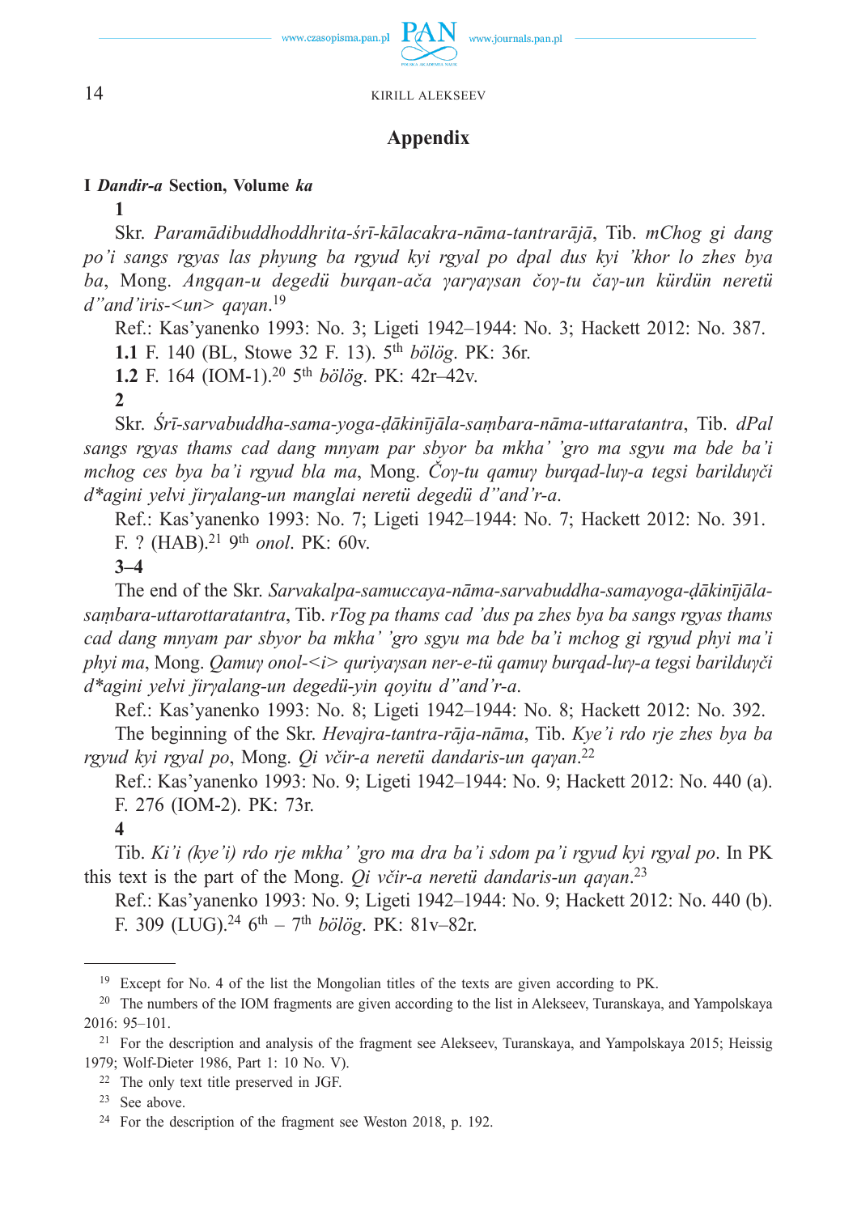## Appendix

**I *Dandir-a* Section, Volume *ka***

**1**

Skr. *Paramādibuddhoddhrita-śrī-kālacakra-nāma-tantrarājā*, Tib. *mChog gi dang po'i sangs rgyas las phyung ba rgyud kyi rgyal po dpal dus kyi 'khor lo zhes bya ba*, Mong. *Angqan-u degedü burqan-ača γarγaγsan čoγ-tu čaγ-un kürdün neretü d"and'iris-<un> qaγan*.[19]

Ref.: Kas'yanenko 1993: No. 3; Ligeti 1942–1944: No. 3; Hackett 2012: No. 387.

**1.1** F. 140 (BL, Stowe 32 F. 13). 5th *bölög*. PK: 36r.

**1.2** F. 164 (IOM-1).[20] 5th *bölög*. PK: 42r–42v.

**2**

Skr. *Śrī-sarvabuddha-sama-yoga-ḍākinījāla-saṃbara-nāma-uttaratantra*, Tib. *dPal sangs rgyas thams cad dang mnyam par sbyor ba mkha' 'gro ma sgyu ma bde ba'i mchog ces bya ba'i rgyud bla ma*, Mong. *Čoγ-tu qamuγ burqad-luγ-a tegsi barilduγči d\*agini yelvi ǰirγalang-un manglai neretü degedü d"and'r-a*.

Ref.: Kas'yanenko 1993: No. 7; Ligeti 1942–1944: No. 7; Hackett 2012: No. 391.

F. ? (HAB).[21] 9th *onol*. PK: 60v.

**3–4**

The end of the Skr. *Sarvakalpa-samuccaya-nāma-sarvabuddha-samayoga-ḍākinījāla-saṃbara-uttarottaratantra*, Tib. *rTog pa thams cad 'dus pa zhes bya ba sangs rgyas thams cad dang mnyam par sbyor ba mkha' 'gro sgyu ma bde ba'i mchog gi rgyud phyi ma'i phyi ma*, Mong. *Qamuγ onol-<i> quriyaγsan ner-e-tü qamuγ burqad-luγ-a tegsi barilduγči d\*agini yelvi ǰirγalang-un degedü-yin qoyitu d"and'r-a*.

Ref.: Kas'yanenko 1993: No. 8; Ligeti 1942–1944: No. 8; Hackett 2012: No. 392.

The beginning of the Skr. *Hevajra-tantra-rāja-nāma*, Tib. *Kye'i rdo rje zhes bya ba rgyud kyi rgyal po*, Mong. *Qi včir-a neretü dandaris-un qaγan*.[22]

Ref.: Kas'yanenko 1993: No. 9; Ligeti 1942–1944: No. 9; Hackett 2012: No. 440 (a).

F. 276 (IOM-2). PK: 73r.

**4**

Tib. *Ki'i (kye'i) rdo rje mkha' 'gro ma dra ba'i sdom pa'i rgyud kyi rgyal po*. In PK this text is the part of the Mong. *Qi včir-a neretü dandaris-un qaγan*.[23]

Ref.: Kas'yanenko 1993: No. 9; Ligeti 1942–1944: No. 9; Hackett 2012: No. 440 (b).

F. 309 (LUG).[24] 6th – 7th *bölög*. PK: 81v–82r.

---

[19] Except for No. 4 of the list the Mongolian titles of the texts are given according to PK.

[20] The numbers of the IOM fragments are given according to the list in Alekseev, Turanskaya, and Yampolskaya 2016: 95–101.

[21] For the description and analysis of the fragment see Alekseev, Turanskaya, and Yampolskaya 2015; Heissig 1979; Wolf-Dieter 1986, Part 1: 10 No. V).

[22] The only text title preserved in JGF.

[23] See above.

[24] For the description of the fragment see Weston 2018, p. 192.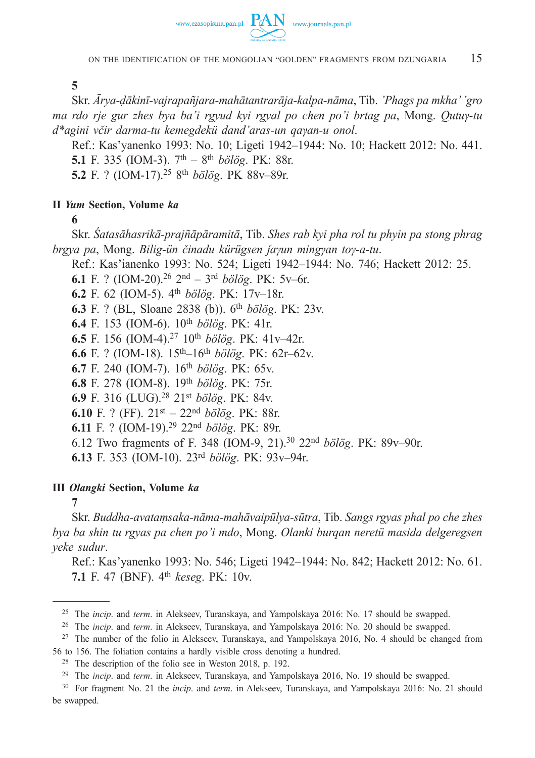**5**

Skr. *Ārya-ḍākinī-vajrapañjara-mahātantrarāja-kalpa-nāma*, Tib. *'Phags pa mkha' 'gro ma rdo rje gur zhes bya ba'i rgyud kyi rgyal po chen po'i brtag pa*, Mong. *Qutuγ-tu d*agini včir darma-tu kemegdekü dand'aras-un qaγan-u onol*.

Ref.: Kas'yanenko 1993: No. 10; Ligeti 1942–1944: No. 10; Hackett 2012: No. 441.

**5.1** F. 335 (IOM-3). 7th – 8th *bölög*. PK: 88r.

**5.2** F. ? (IOM-17).[25] 8th *bölög*. PK 88v–89r.

**II *Yum* Section, Volume *ka***

**6**

Skr. *Śatasāhasrikā-prajñāpāramitā*, Tib. *Shes rab kyi pha rol tu phyin pa stong phrag brgya pa*, Mong. *Bilig-ün činadu kürügsen ǰaγun mingγan toγ-a-tu*.

Ref.: Kas'ianenko 1993: No. 524; Ligeti 1942–1944: No. 746; Hackett 2012: 25.

**6.1** F. ? (IOM-20).[26] 2nd – 3rd *bölög*. PK: 5v–6r.

**6.2** F. 62 (IOM-5). 4th *bölög*. PK: 17v–18r.

**6.3** F. ? (BL, Sloane 2838 (b)). 6th *bölög*. PK: 23v.

**6.4** F. 153 (IOM-6). 10th *bölög*. PK: 41r.

**6.5** F. 156 (IOM-4).[27] 10th *bölög*. PK: 41v–42r.

**6.6** F. ? (IOM-18). 15th–16th *bölög*. PK: 62r–62v.

**6.7** F. 240 (IOM-7). 16th *bölög*. PK: 65v.

**6.8** F. 278 (IOM-8). 19th *bölög*. PK: 75r.

**6.9** F. 316 (LUG).[28] 21st *bölög*. PK: 84v.

**6.10** F. ? (FF). 21st – 22nd *bölög*. PK: 88r.

**6.11** F. ? (IOM-19).[29] 22nd *bölög*. PK: 89r.

6.12 Two fragments of F. 348 (IOM-9, 21).[30] 22nd *bölög*. PK: 89v–90r.

**6.13** F. 353 (IOM-10). 23rd *bölög*. PK: 93v–94r.

**III *Olangki* Section, Volume *ka***

**7**

Skr. *Buddha-avataṃsaka-nāma-mahāvaipūlya-sūtra*, Tib. *Sangs rgyas phal po che zhes bya ba shin tu rgyas pa chen po'i mdo*, Mong. *Olanki burqan neretü masida delgeregsen yeke sudur*.

Ref.: Kas'yanenko 1993: No. 546; Ligeti 1942–1944: No. 842; Hackett 2012: No. 61.

**7.1** F. 47 (BNF). 4th *keseg*. PK: 10v.

---

[25] The *incip*. and *term*. in Alekseev, Turanskaya, and Yampolskaya 2016: No. 17 should be swapped.

[26] The *incip*. and *term*. in Alekseev, Turanskaya, and Yampolskaya 2016: No. 20 should be swapped.

[27] The number of the folio in Alekseev, Turanskaya, and Yampolskaya 2016, No. 4 should be changed from 56 to 156. The foliation contains a hardly visible cross denoting a hundred.

[28] The description of the folio see in Weston 2018, p. 192.

[29] The *incip*. and *term*. in Alekseev, Turanskaya, and Yampolskaya 2016, No. 19 should be swapped.

[30] For fragment No. 21 the *incip*. and *term*. in Alekseev, Turanskaya, and Yampolskaya 2016: No. 21 should be swapped.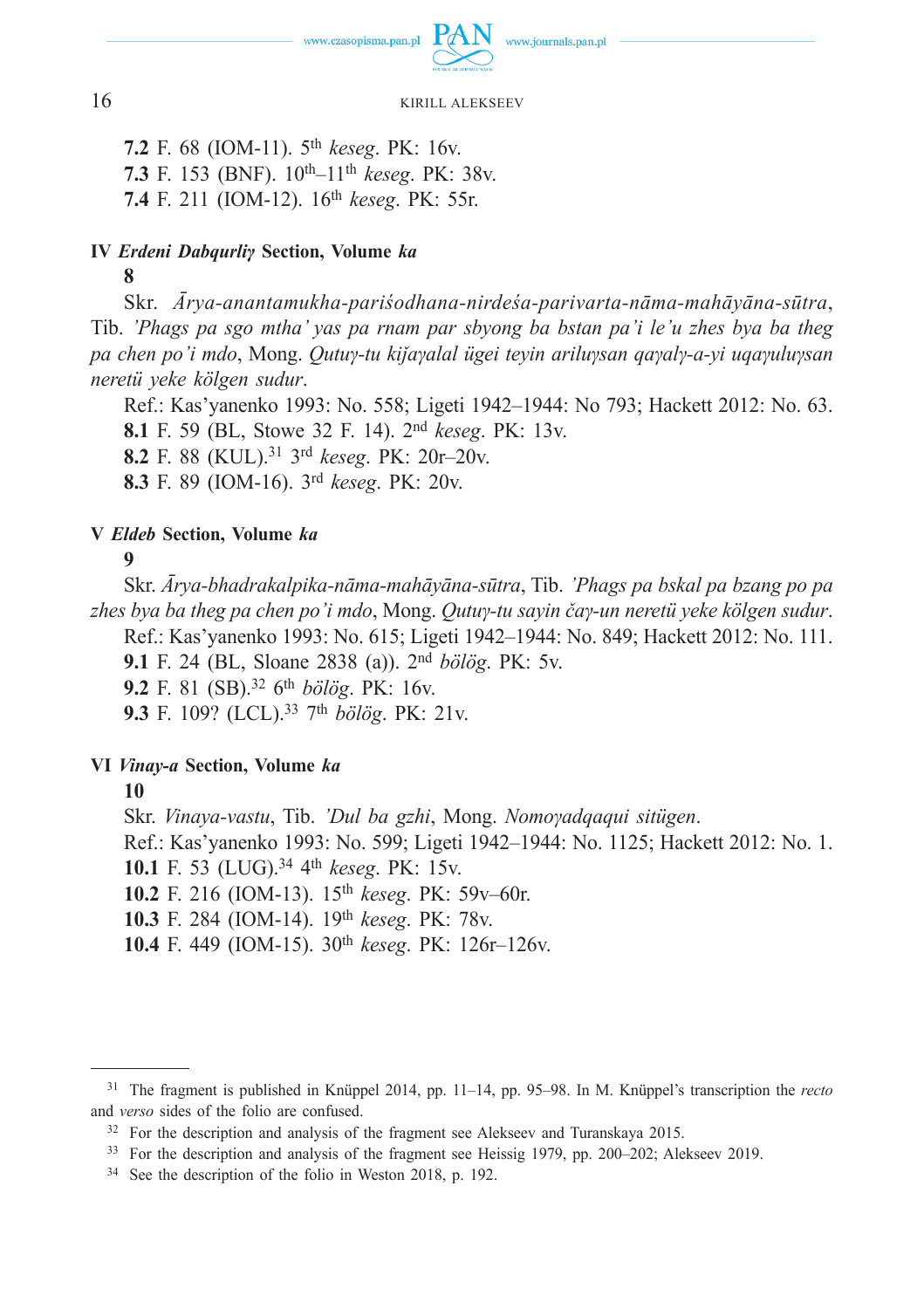**7.2** F. 68 (IOM-11). 5th *keseg*. PK: 16v.
**7.3** F. 153 (BNF). 10th–11th *keseg*. PK: 38v.
**7.4** F. 211 (IOM-12). 16th *keseg*. PK: 55r.

### IV *Erdeni Dabqurliγ* Section, Volume *ka*

**8**

Skr. *Ārya-anantamukha-pariśodhana-nirdeśa-parivarta-nāma-mahāyāna-sūtra*, Tib. *'Phags pa sgo mtha' yas pa rnam par sbyong ba bstan pa'i le'u zhes bya ba theg pa chen po'i mdo*, Mong. *Qutuγ-tu kiǰaγalal ügei teyin ariluγsan qaγalγ-a-yi uqaγuluγsan neretü yeke kölgen sudur*.

Ref.: Kas'yanenko 1993: No. 558; Ligeti 1942–1944: No 793; Hackett 2012: No. 63.

**8.1** F. 59 (BL, Stowe 32 F. 14). 2nd *keseg*. PK: 13v.
**8.2** F. 88 (KUL).[31] 3rd *keseg*. PK: 20r–20v.
**8.3** F. 89 (IOM-16). 3rd *keseg*. PK: 20v.

### V *Eldeb* Section, Volume *ka*

**9**

Skr. *Ārya-bhadrakalpika-nāma-mahāyāna-sūtra*, Tib. *'Phags pa bskal pa bzang po pa zhes bya ba theg pa chen po'i mdo*, Mong. *Qutuγ-tu sayin čaγ-un neretü yeke kölgen sudur*.

Ref.: Kas'yanenko 1993: No. 615; Ligeti 1942–1944: No. 849; Hackett 2012: No. 111.

**9.1** F. 24 (BL, Sloane 2838 (a)). 2nd *bölög*. PK: 5v.
**9.2** F. 81 (SB).[32] 6th *bölög*. PK: 16v.
**9.3** F. 109? (LCL).[33] 7th *bölög*. PK: 21v.

### VI *Vinay-a* Section, Volume *ka*

**10**

Skr. *Vinaya-vastu*, Tib. *'Dul ba gzhi*, Mong. *Nomoγadqaqui sitügen*.

Ref.: Kas'yanenko 1993: No. 599; Ligeti 1942–1944: No. 1125; Hackett 2012: No. 1.

**10.1** F. 53 (LUG).[34] 4th *keseg*. PK: 15v.
**10.2** F. 216 (IOM-13). 15th *keseg*. PK: 59v–60r.
**10.3** F. 284 (IOM-14). 19th *keseg*. PK: 78v.
**10.4** F. 449 (IOM-15). 30th *keseg*. PK: 126r–126v.

---

[31] The fragment is published in Knüppel 2014, pp. 11–14, pp. 95–98. In M. Knüppel's transcription the *recto* and *verso* sides of the folio are confused.

[32] For the description and analysis of the fragment see Alekseev and Turanskaya 2015.

[33] For the description and analysis of the fragment see Heissig 1979, pp. 200–202; Alekseev 2019.

[34] See the description of the folio in Weston 2018, p. 192.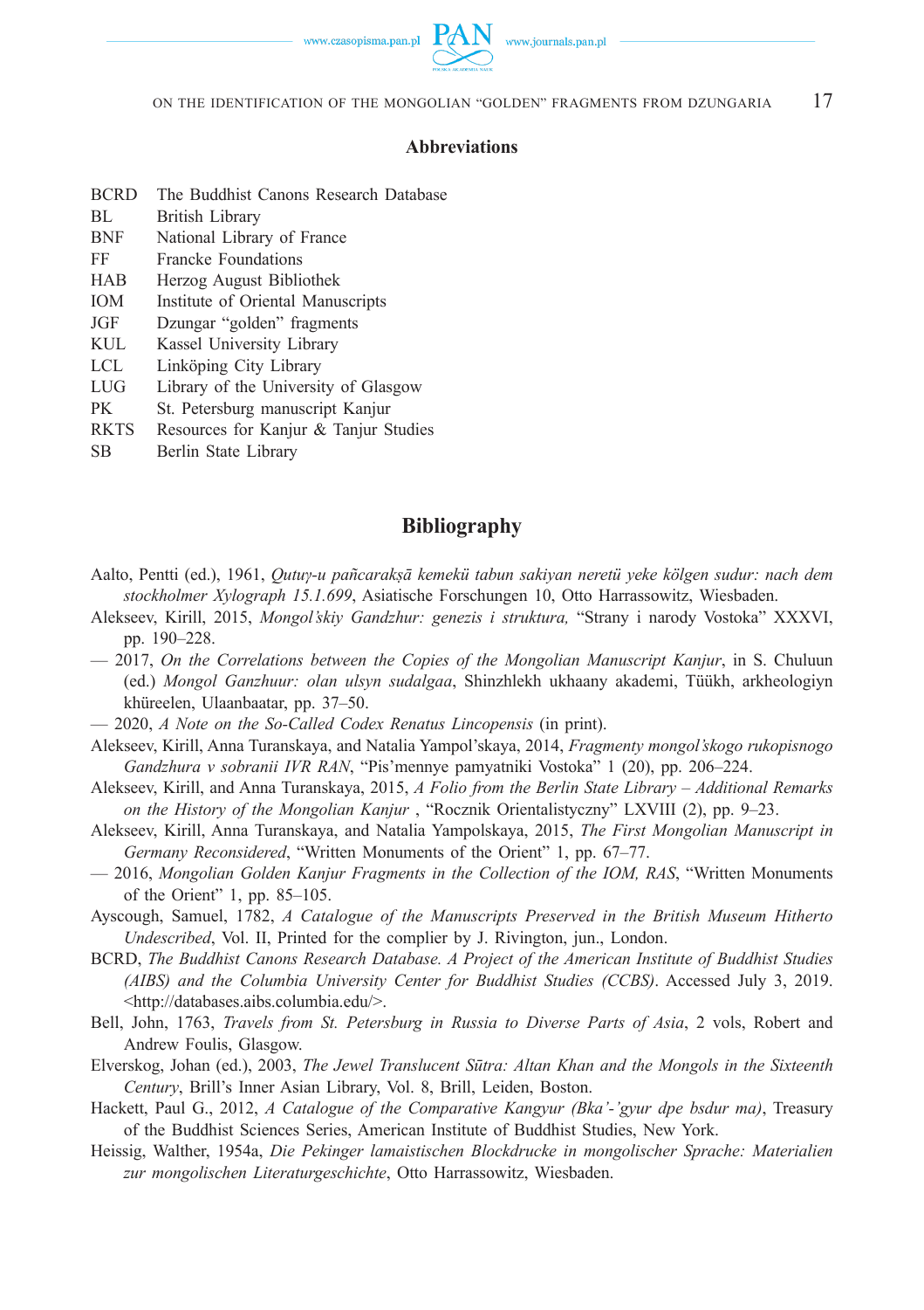## Abbreviations

| | |
|---|---|
| BCRD | The Buddhist Canons Research Database |
| BL | British Library |
| BNF | National Library of France |
| FF | Francke Foundations |
| HAB | Herzog August Bibliothek |
| IOM | Institute of Oriental Manuscripts |
| JGF | Dzungar "golden" fragments |
| KUL | Kassel University Library |
| LCL | Linköping City Library |
| LUG | Library of the University of Glasgow |
| PK | St. Petersburg manuscript Kanjur |
| RKTS | Resources for Kanjur & Tanjur Studies |
| SB | Berlin State Library |

## Bibliography

Aalto, Pentti (ed.), 1961, *Qutuγ-u pañcarakṣā kemekü tabun sakiyan neretü yeke kölgen sudur: nach dem stockholmer Xylograph 15.1.699*, Asiatische Forschungen 10, Otto Harrassowitz, Wiesbaden.

Alekseev, Kirill, 2015, *Mongol'skiy Gandzhur: genezis i struktura,* "Strany i narody Vostoka" XXXVI, pp. 190–228.

— 2017, *On the Correlations between the Copies of the Mongolian Manuscript Kanjur*, in S. Chuluun (ed.) *Mongol Ganzhuur: olan ulsyn sudalgaa*, Shinzhlekh ukhaany akademi, Tüükh, arkheologiyn khüreelen, Ulaanbaatar, pp. 37–50.

— 2020, *A Note on the So-Called Codex Renatus Lincopensis* (in print).

Alekseev, Kirill, Anna Turanskaya, and Natalia Yampol'skaya, 2014, *Fragmenty mongol'skogo rukopisnogo Gandzhura v sobranii IVR RAN*, "Pis'mennye pamyatniki Vostoka" 1 (20), pp. 206–224.

Alekseev, Kirill, and Anna Turanskaya, 2015, *A Folio from the Berlin State Library – Additional Remarks on the History of the Mongolian Kanjur* , "Rocznik Orientalistyczny" LXVIII (2), pp. 9–23.

Alekseev, Kirill, Anna Turanskaya, and Natalia Yampolskaya, 2015, *The First Mongolian Manuscript in Germany Reconsidered*, "Written Monuments of the Orient" 1, pp. 67–77.

— 2016, *Mongolian Golden Kanjur Fragments in the Collection of the IOM, RAS*, "Written Monuments of the Orient" 1, pp. 85–105.

Ayscough, Samuel, 1782, *A Catalogue of the Manuscripts Preserved in the British Museum Hitherto Undescribed*, Vol. II, Printed for the complier by J. Rivington, jun., London.

BCRD, *The Buddhist Canons Research Database. A Project of the American Institute of Buddhist Studies (AIBS) and the Columbia University Center for Buddhist Studies (CCBS)*. Accessed July 3, 2019. <http://databases.aibs.columbia.edu/>.

Bell, John, 1763, *Travels from St. Petersburg in Russia to Diverse Parts of Asia*, 2 vols, Robert and Andrew Foulis, Glasgow.

Elverskog, Johan (ed.), 2003, *The Jewel Translucent Sūtra: Altan Khan and the Mongols in the Sixteenth Century*, Brill's Inner Asian Library, Vol. 8, Brill, Leiden, Boston.

Hackett, Paul G., 2012, *A Catalogue of the Comparative Kangyur (Bka'-'gyur dpe bsdur ma)*, Treasury of the Buddhist Sciences Series, American Institute of Buddhist Studies, New York.

Heissig, Walther, 1954a, *Die Pekinger lamaistischen Blockdrucke in mongolischer Sprache: Materialien zur mongolischen Literaturgeschichte*, Otto Harrassowitz, Wiesbaden.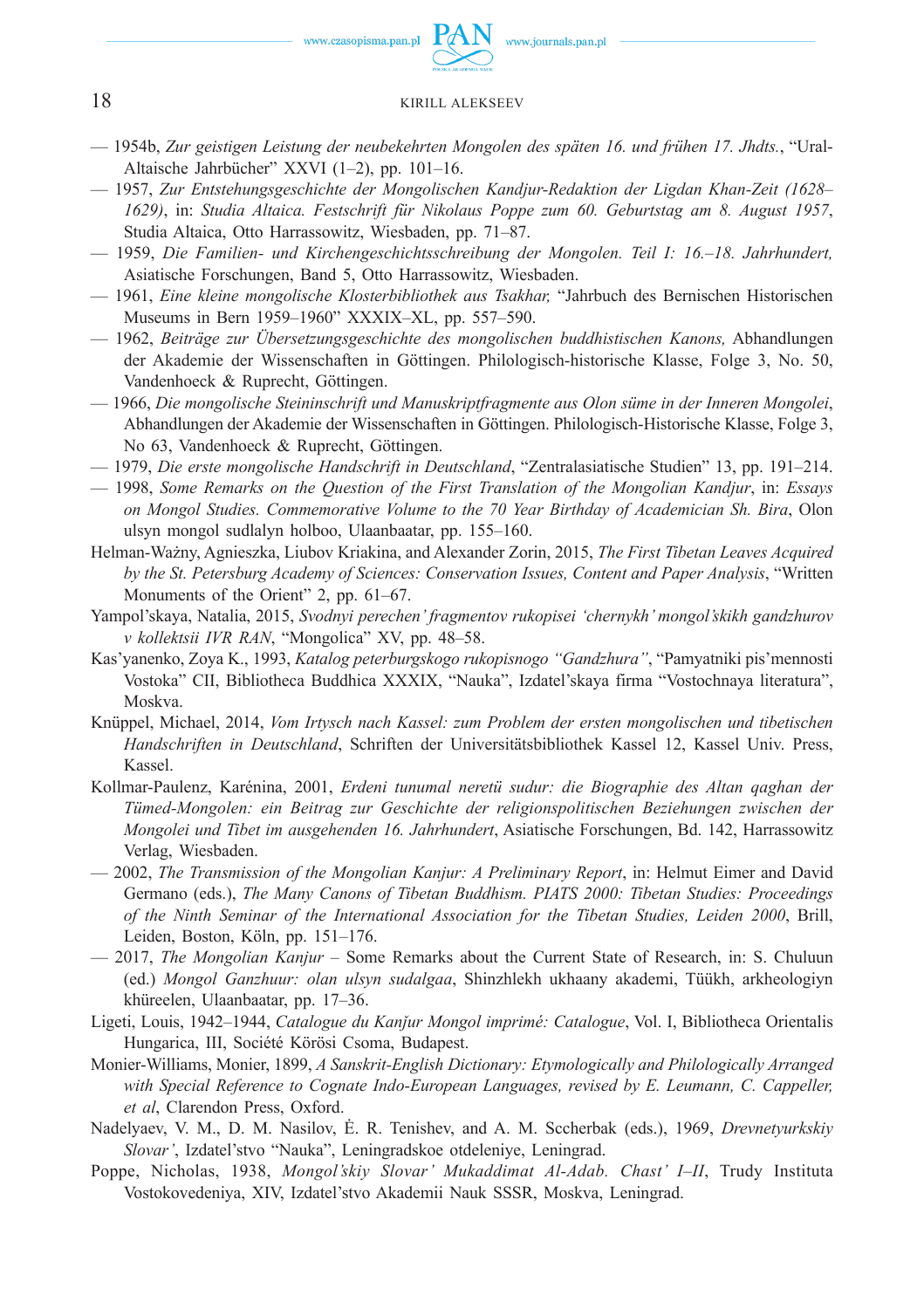— 1954b, *Zur geistigen Leistung der neubekehrten Mongolen des späten 16. und frühen 17. Jhdts.*, "Ural-Altaische Jahrbücher" XXVI (1–2), pp. 101–16.

— 1957, *Zur Entstehungsgeschichte der Mongolischen Kandjur-Redaktion der Ligdan Khan-Zeit (1628–1629)*, in: *Studia Altaica. Festschrift für Nikolaus Poppe zum 60. Geburtstag am 8. August 1957*, Studia Altaica, Otto Harrassowitz, Wiesbaden, pp. 71–87.

— 1959, *Die Familien- und Kirchengeschichtsschreibung der Mongolen. Teil I: 16.–18. Jahrhundert,* Asiatische Forschungen, Band 5, Otto Harrassowitz, Wiesbaden.

— 1961, *Eine kleine mongolische Klosterbibliothek aus Tsakhar,* "Jahrbuch des Bernischen Historischen Museums in Bern 1959–1960" XXXIX–XL, pp. 557–590.

— 1962, *Beiträge zur Übersetzungsgeschichte des mongolischen buddhistischen Kanons,* Abhandlungen der Akademie der Wissenschaften in Göttingen. Philologisch-historische Klasse, Folge 3, No. 50, Vandenhoeck & Ruprecht, Göttingen.

— 1966, *Die mongolische Steininschrift und Manuskriptfragmente aus Olon süme in der Inneren Mongolei*, Abhandlungen der Akademie der Wissenschaften in Göttingen. Philologisch-Historische Klasse, Folge 3, No 63, Vandenhoeck & Ruprecht, Göttingen.

— 1979, *Die erste mongolische Handschrift in Deutschland*, "Zentralasiatische Studien" 13, pp. 191–214.

— 1998, *Some Remarks on the Question of the First Translation of the Mongolian Kandjur*, in: *Essays on Mongol Studies. Commemorative Volume to the 70 Year Birthday of Academician Sh. Bira*, Olon ulsyn mongol sudlalyn holboo, Ulaanbaatar, pp. 155–160.

Helman-Ważny, Agnieszka, Liubov Kriakina, and Alexander Zorin, 2015, *The First Tibetan Leaves Acquired by the St. Petersburg Academy of Sciences: Conservation Issues, Content and Paper Analysis*, "Written Monuments of the Orient" 2, pp. 61–67.

Yampol'skaya, Natalia, 2015, *Svodnyi perechen' fragmentov rukopisei 'chernykh' mongol'skikh gandzhurov v kollektsii IVR RAN*, "Mongolica" XV, pp. 48–58.

Kas'yanenko, Zoya K., 1993, *Katalog peterburgskogo rukopisnogo "Gandzhura"*, "Pamyatniki pis'mennosti Vostoka" CII, Bibliotheca Buddhica XXXIX, "Nauka", Izdatel'skaya firma "Vostochnaya literatura", Moskva.

Knüppel, Michael, 2014, *Vom Irtysch nach Kassel: zum Problem der ersten mongolischen und tibetischen Handschriften in Deutschland*, Schriften der Universitätsbibliothek Kassel 12, Kassel Univ. Press, Kassel.

Kollmar-Paulenz, Karénina, 2001, *Erdeni tunumal neretü sudur: die Biographie des Altan qaghan der Tümed-Mongolen: ein Beitrag zur Geschichte der religionspolitischen Beziehungen zwischen der Mongolei und Tibet im ausgehenden 16. Jahrhundert*, Asiatische Forschungen, Bd. 142, Harrassowitz Verlag, Wiesbaden.

— 2002, *The Transmission of the Mongolian Kanjur: A Preliminary Report*, in: Helmut Eimer and David Germano (eds.), *The Many Canons of Tibetan Buddhism. PIATS 2000: Tibetan Studies: Proceedings of the Ninth Seminar of the International Association for the Tibetan Studies, Leiden 2000*, Brill, Leiden, Boston, Köln, pp. 151–176.

— 2017, *The Mongolian Kanjur* – Some Remarks about the Current State of Research, in: S. Chuluun (ed.) *Mongol Ganzhuur: olan ulsyn sudalgaa*, Shinzhlekh ukhaany akademi, Tüükh, arkheologiyn khüreelen, Ulaanbaatar, pp. 17–36.

Ligeti, Louis, 1942–1944, *Catalogue du Kanjur Mongol imprimé: Catalogue*, Vol. I, Bibliotheca Orientalis Hungarica, III, Société Körösi Csoma, Budapest.

Monier-Williams, Monier, 1899, *A Sanskrit-English Dictionary: Etymologically and Philologically Arranged with Special Reference to Cognate Indo-European Languages, revised by E. Leumann, C. Cappeller, et al*, Clarendon Press, Oxford.

Nadelyaev, V. M., D. M. Nasilov, Ė. R. Tenishev, and A. M. Sccherbak (eds.), 1969, *Drevnetyurkskiy Slovar'*, Izdatel'stvo "Nauka", Leningradskoe otdeleniye, Leningrad.

Poppe, Nicholas, 1938, *Mongol'skiy Slovar' Mukaddimat Al-Adab. Chast' I–II*, Trudy Instituta Vostokovedeniya, XIV, Izdatel'stvo Akademii Nauk SSSR, Moskva, Leningrad.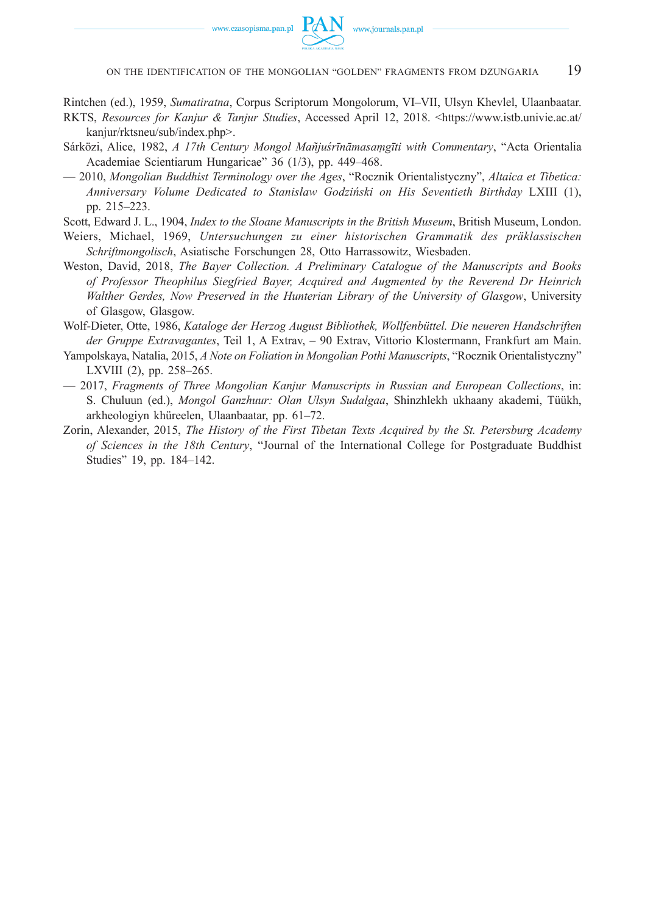Rintchen (ed.), 1959, *Sumatiratna*, Corpus Scriptorum Mongolorum, VI–VII, Ulsyn Khevlel, Ulaanbaatar.

RKTS, *Resources for Kanjur & Tanjur Studies*, Accessed April 12, 2018. <https://www.istb.univie.ac.at/kanjur/rktsneu/sub/index.php>.

Sárközi, Alice, 1982, *A 17th Century Mongol Mañjuśrīnāmasaṃgīti with Commentary*, "Acta Orientalia Academiae Scientiarum Hungaricae" 36 (1/3), pp. 449–468.

— 2010, *Mongolian Buddhist Terminology over the Ages*, "Rocznik Orientalistyczny", *Altaica et Tibetica: Anniversary Volume Dedicated to Stanisław Godziński on His Seventieth Birthday* LXIII (1), pp. 215–223.

Scott, Edward J. L., 1904, *Index to the Sloane Manuscripts in the British Museum*, British Museum, London.

Weiers, Michael, 1969, *Untersuchungen zu einer historischen Grammatik des präklassischen Schriftmongolisch*, Asiatische Forschungen 28, Otto Harrassowitz, Wiesbaden.

Weston, David, 2018, *The Bayer Collection. A Preliminary Catalogue of the Manuscripts and Books of Professor Theophilus Siegfried Bayer, Acquired and Augmented by the Reverend Dr Heinrich Walther Gerdes, Now Preserved in the Hunterian Library of the University of Glasgow*, University of Glasgow, Glasgow.

Wolf-Dieter, Otte, 1986, *Kataloge der Herzog August Bibliothek, Wollfenbüttel. Die neueren Handschriften der Gruppe Extravagantes*, Teil 1, A Extrav, – 90 Extrav, Vittorio Klostermann, Frankfurt am Main.

Yampolskaya, Natalia, 2015, *A Note on Foliation in Mongolian Pothi Manuscripts*, "Rocznik Orientalistyczny" LXVIII (2), pp. 258–265.

— 2017, *Fragments of Three Mongolian Kanjur Manuscripts in Russian and European Collections*, in: S. Chuluun (ed.), *Mongol Ganzhuur: Olan Ulsyn Sudalgaa*, Shinzhlekh ukhaany akademi, Tüükh, arkheologiyn khüreelen, Ulaanbaatar, pp. 61–72.

Zorin, Alexander, 2015, *The History of the First Tibetan Texts Acquired by the St. Petersburg Academy of Sciences in the 18th Century*, "Journal of the International College for Postgraduate Buddhist Studies" 19, pp. 184–142.